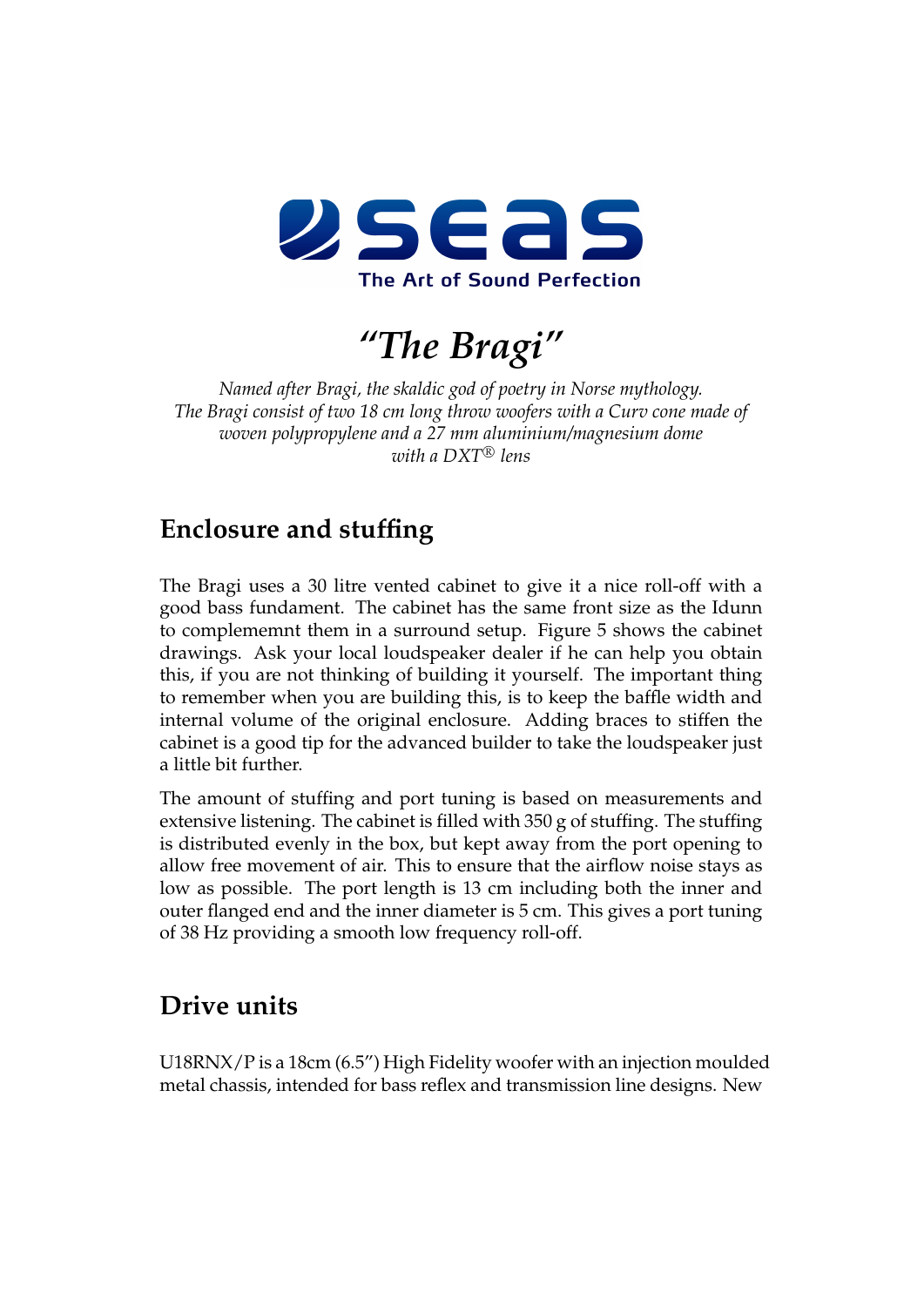seas

The Art of Sound Perfection

# *"The Bragi"*

*Named after Bragi, the skaldic god of poetry in Norse mythology.*
*The Bragi consist of two 18 cm long throw woofers with a Curv cone made of woven polypropylene and a 27 mm aluminium/magnesium dome with a DXT® lens*

## Enclosure and stuffing

The Bragi uses a 30 litre vented cabinet to give it a nice roll-off with a good bass fundament. The cabinet has the same front size as the Idunn to complememnt them in a surround setup. Figure 5 shows the cabinet drawings. Ask your local loudspeaker dealer if he can help you obtain this, if you are not thinking of building it yourself. The important thing to remember when you are building this, is to keep the baffle width and internal volume of the original enclosure. Adding braces to stiffen the cabinet is a good tip for the advanced builder to take the loudspeaker just a little bit further.

The amount of stuffing and port tuning is based on measurements and extensive listening. The cabinet is filled with 350 g of stuffing. The stuffing is distributed evenly in the box, but kept away from the port opening to allow free movement of air. This to ensure that the airflow noise stays as low as possible. The port length is 13 cm including both the inner and outer flanged end and the inner diameter is 5 cm. This gives a port tuning of 38 Hz providing a smooth low frequency roll-off.

## Drive units

U18RNX/P is a 18cm (6.5") High Fidelity woofer with an injection moulded metal chassis, intended for bass reflex and transmission line designs. New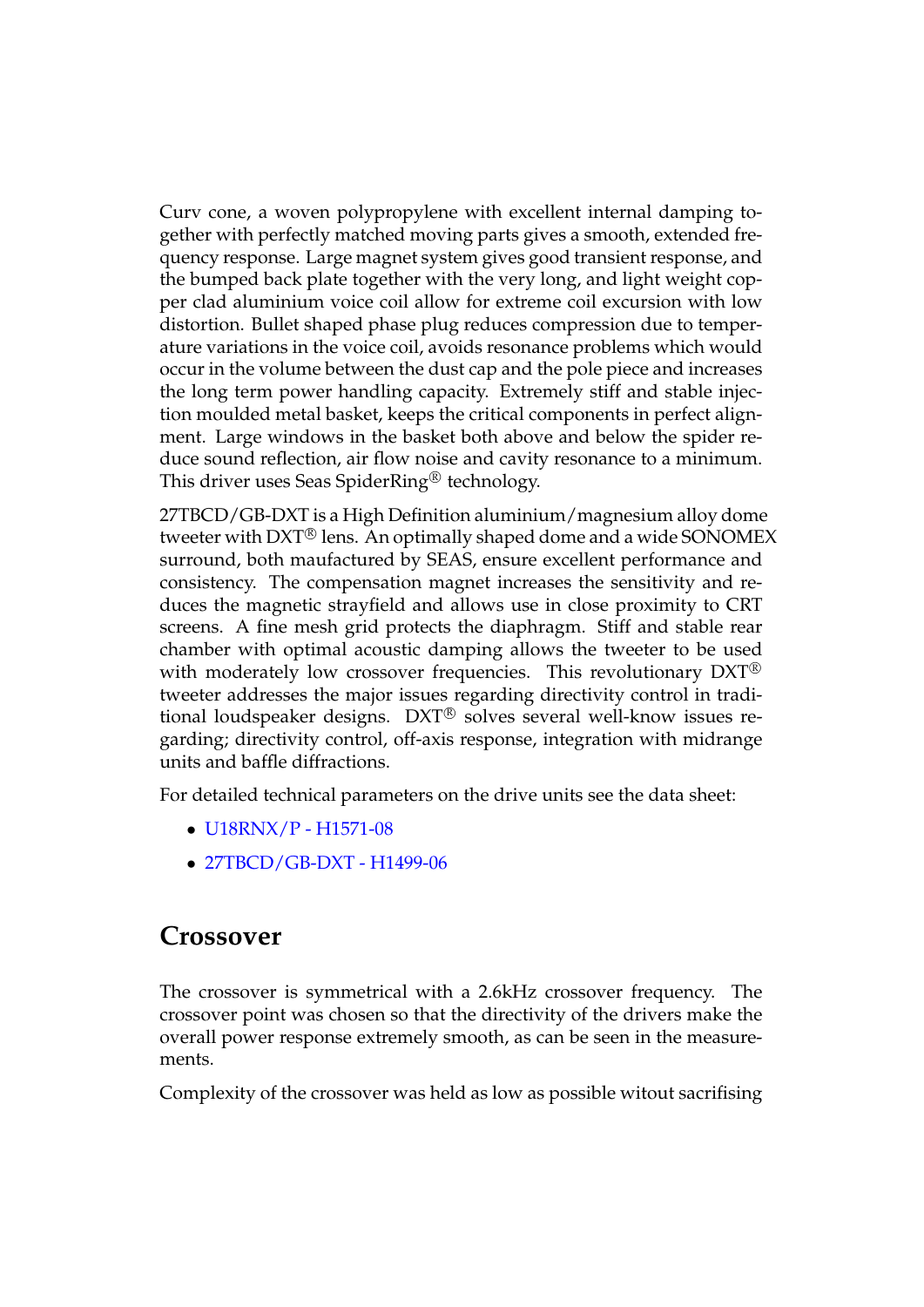Curv cone, a woven polypropylene with excellent internal damping together with perfectly matched moving parts gives a smooth, extended frequency response. Large magnet system gives good transient response, and the bumped back plate together with the very long, and light weight copper clad aluminium voice coil allow for extreme coil excursion with low distortion. Bullet shaped phase plug reduces compression due to temperature variations in the voice coil, avoids resonance problems which would occur in the volume between the dust cap and the pole piece and increases the long term power handling capacity. Extremely stiff and stable injection moulded metal basket, keeps the critical components in perfect alignment. Large windows in the basket both above and below the spider reduce sound reflection, air flow noise and cavity resonance to a minimum. This driver uses Seas SpiderRing® technology.

27TBCD/GB-DXT is a High Definition aluminium/magnesium alloy dome tweeter with DXT® lens. An optimally shaped dome and a wide SONOMEX surround, both maufactured by SEAS, ensure excellent performance and consistency. The compensation magnet increases the sensitivity and reduces the magnetic strayfield and allows use in close proximity to CRT screens. A fine mesh grid protects the diaphragm. Stiff and stable rear chamber with optimal acoustic damping allows the tweeter to be used with moderately low crossover frequencies. This revolutionary DXT® tweeter addresses the major issues regarding directivity control in traditional loudspeaker designs. DXT® solves several well-know issues regarding; directivity control, off-axis response, integration with midrange units and baffle diffractions.

For detailed technical parameters on the drive units see the data sheet:

- U18RNX/P - H1571-08
- 27TBCD/GB-DXT - H1499-06

## Crossover

The crossover is symmetrical with a 2.6kHz crossover frequency. The crossover point was chosen so that the directivity of the drivers make the overall power response extremely smooth, as can be seen in the measurements.

Complexity of the crossover was held as low as possible witout sacrifising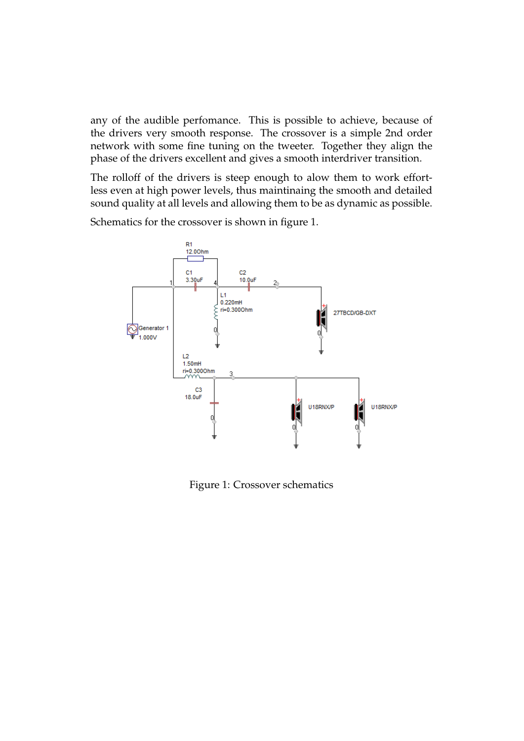any of the audible perfomance. This is possible to achieve, because of the drivers very smooth response. The crossover is a simple 2nd order network with some fine tuning on the tweeter. Together they align the phase of the drivers excellent and gives a smooth interdriver transition.

The rolloff of the drivers is steep enough to alow them to work effortless even at high power levels, thus maintinaing the smooth and detailed sound quality at all levels and allowing them to be as dynamic as possible.

Schematics for the crossover is shown in figure 1.

Figure 1: Crossover schematics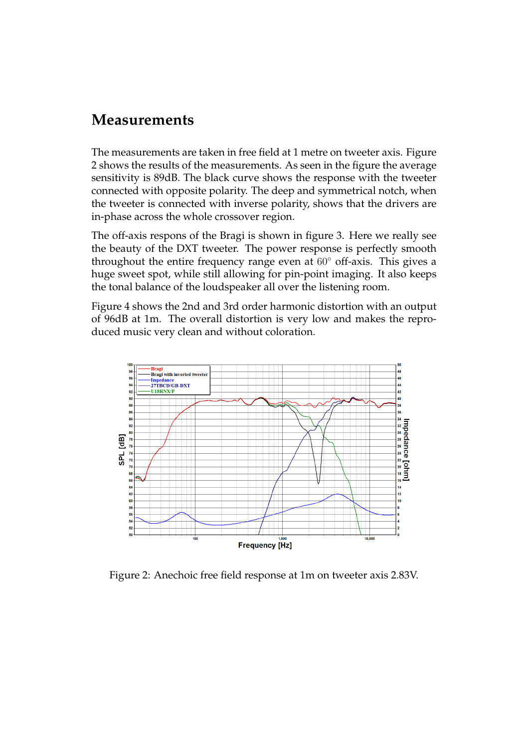## Measurements

The measurements are taken in free field at 1 metre on tweeter axis. Figure 2 shows the results of the measurements. As seen in the figure the average sensitivity is 89dB. The black curve shows the response with the tweeter connected with opposite polarity. The deep and symmetrical notch, when the tweeter is connected with inverse polarity, shows that the drivers are in-phase across the whole crossover region.

The off-axis respons of the Bragi is shown in figure 3. Here we really see the beauty of the DXT tweeter. The power response is perfectly smooth throughout the entire frequency range even at $60^\circ$ off-axis. This gives a huge sweet spot, while still allowing for pin-point imaging. It also keeps the tonal balance of the loudspeaker all over the listening room.

Figure 4 shows the 2nd and 3rd order harmonic distortion with an output of 96dB at 1m. The overall distortion is very low and makes the reproduced music very clean and without coloration.

Figure 2: Anechoic free field response at 1m on tweeter axis 2.83V.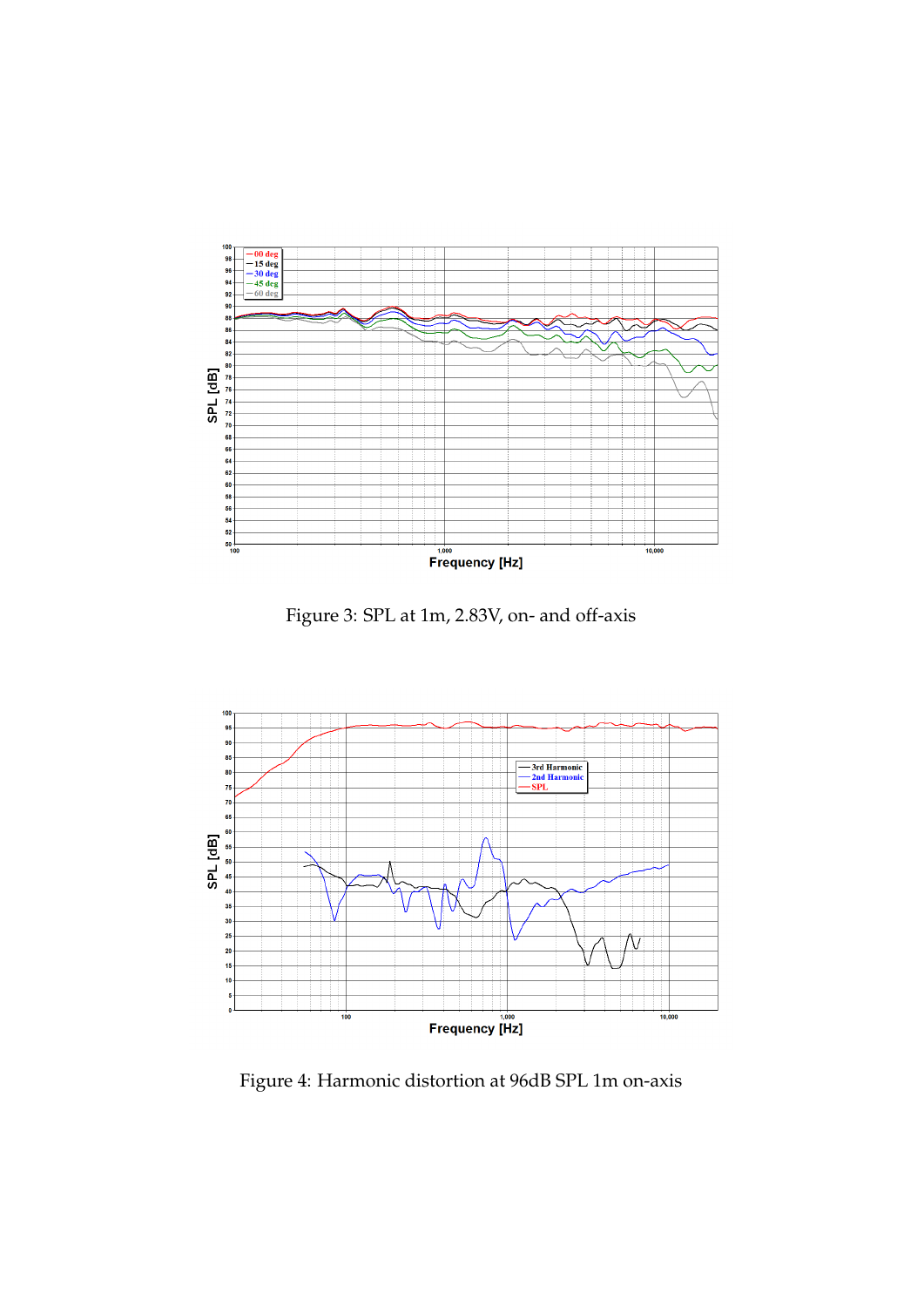Figure 3: SPL at 1m, 2.83V, on- and off-axis

Figure 4: Harmonic distortion at 96dB SPL 1m on-axis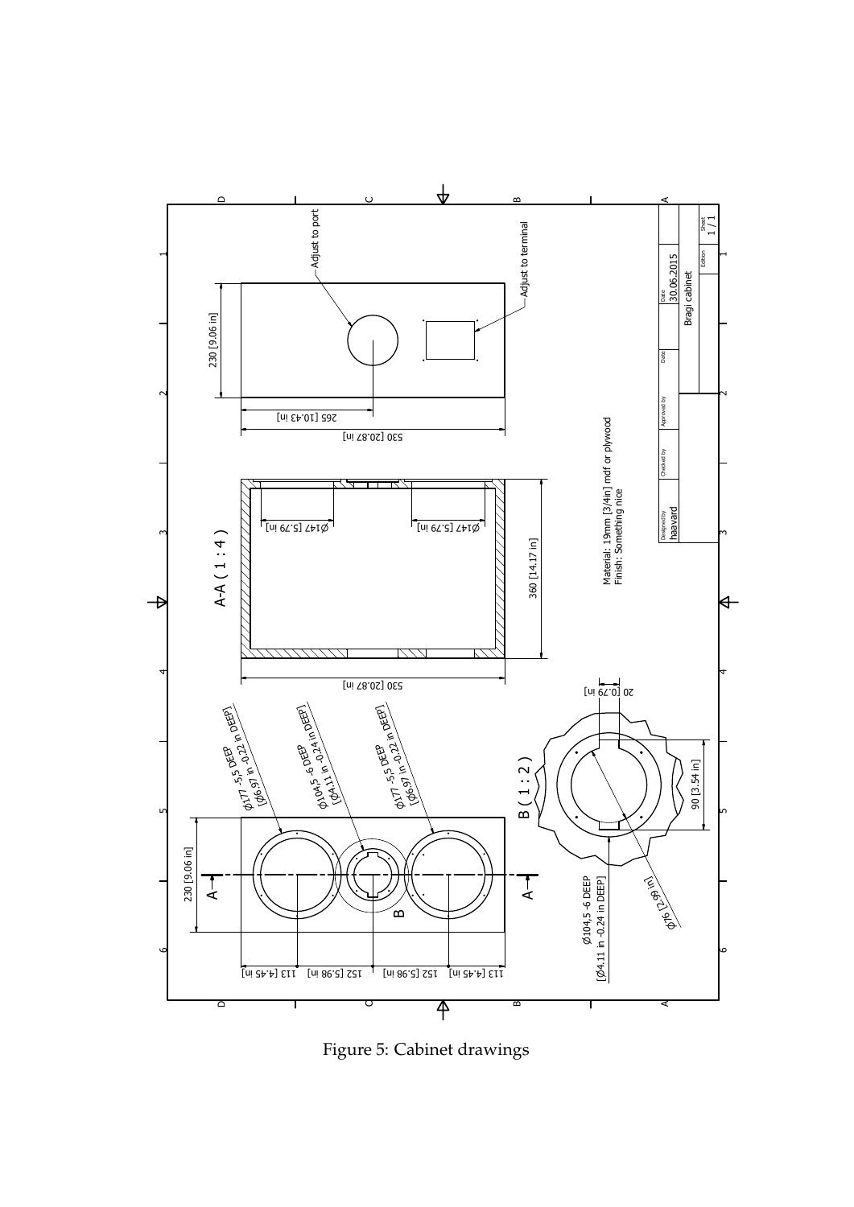Figure 5: Cabinet drawings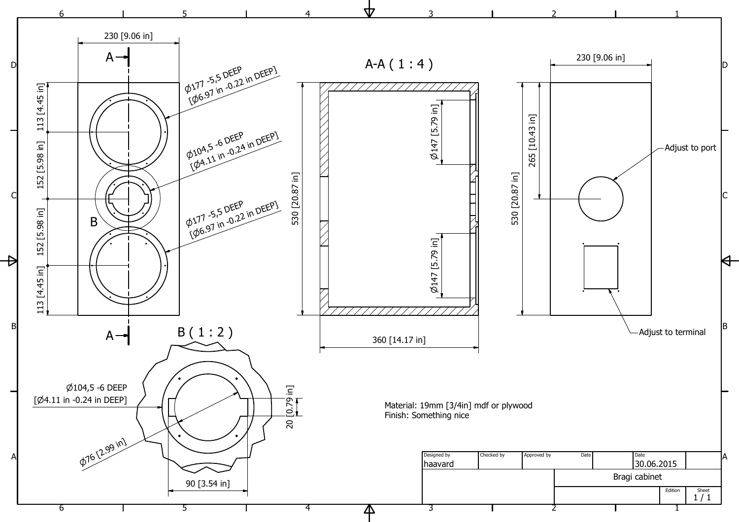230 [9.06 in]

A

Ø177 -5,5 DEEP
[Ø6.97 in -0.22 in DEEP]

113 [4.45 in]

Ø104,5 -6 DEEP
[Ø4.11 in -0.24 in DEEP]

152 [5.98 in]

Ø177 -5,5 DEEP
[Ø6.97 in -0.22 in DEEP]

B

152 [5.98 in]

113 [4.45 in]

A

A-A ( 1 : 4 )

Ø147 [5.79 in]

530 [20.87 in]

Ø147 [5.79 in]

360 [14.17 in]

230 [9.06 in]

265 [10.43 in]

Adjust to port

530 [20.87 in]

Adjust to terminal

B ( 1 : 2 )

Ø104,5 -6 DEEP
[Ø4.11 in -0.24 in DEEP]

20 [0.79 in]

Ø76 [2.99 in]

90 [3.54 in]

Material: 19mm [3/4in] mdf or plywood
Finish: Something nice

| Designed by | Checked by | Approved by | Date | Date |
| --- | --- | --- | --- | --- |
| haavard | | | | 30.06.2015 |

Bragi cabinet

Edition | Sheet 1 / 1